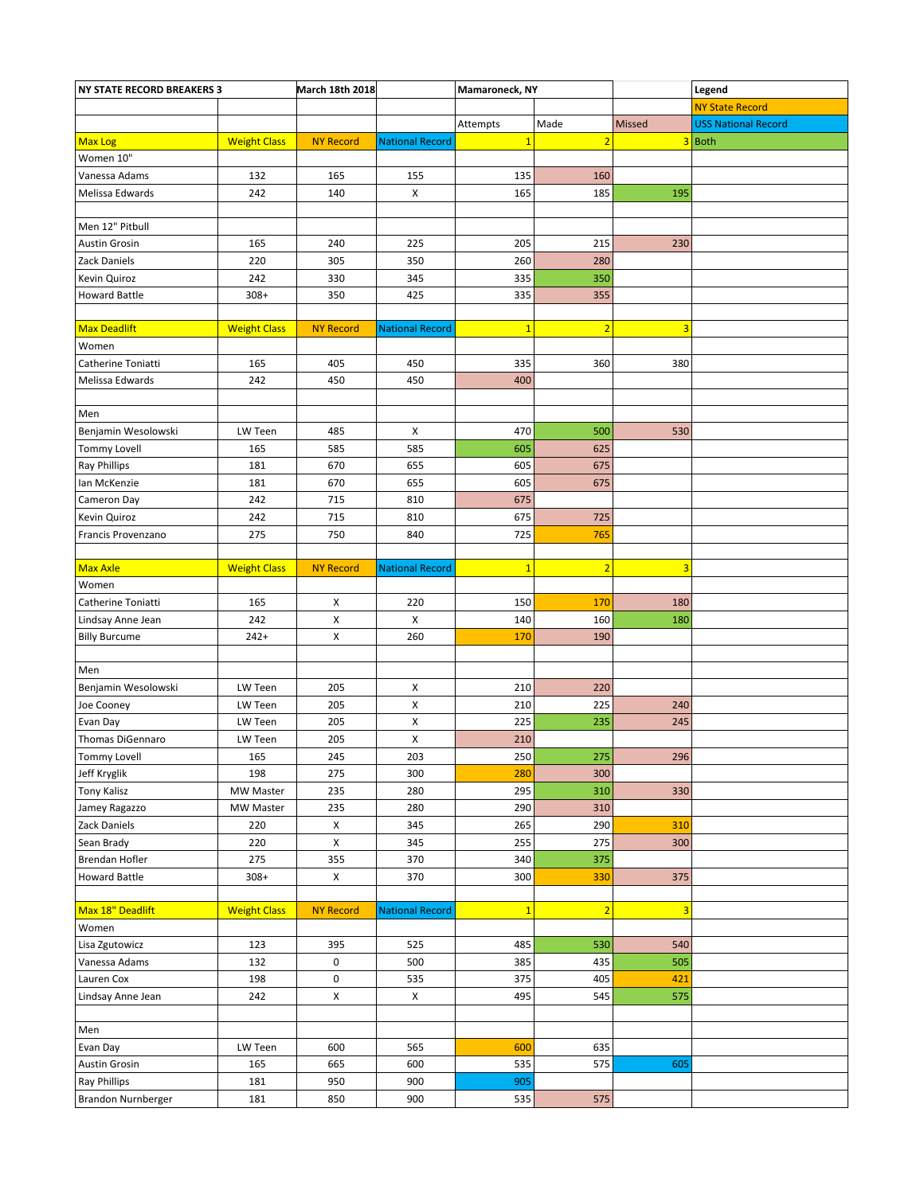| NY STATE RECORD BREAKERS 3 | | March 18th 2018 | | Mamaroneck, NY | | | Legend |
|---|---|---|---|---|---|---|---|
| | | | | | | | NY State Record |
| | | | | Attempts | Made | Missed | USS National Record |
| Max Log | Weight Class | NY Record | National Record | 1 | 2 | 3 | Both |
| Women 10" | | | | | | | |
| Vanessa Adams | 132 | 165 | 155 | 135 | 160 | | |
| Melissa Edwards | 242 | 140 | X | 165 | 185 | 195 | |
| | | | | | | | |
| Men 12" Pitbull | | | | | | | |
| Austin Grosin | 165 | 240 | 225 | 205 | 215 | 230 | |
| Zack Daniels | 220 | 305 | 350 | 260 | 280 | | |
| Kevin Quiroz | 242 | 330 | 345 | 335 | 350 | | |
| Howard Battle | 308+ | 350 | 425 | 335 | 355 | | |
| | | | | | | | |
| Max Deadlift | Weight Class | NY Record | National Record | 1 | 2 | 3 | |
| Women | | | | | | | |
| Catherine Toniatti | 165 | 405 | 450 | 335 | 360 | 380 | |
| Melissa Edwards | 242 | 450 | 450 | 400 | | | |
| | | | | | | | |
| Men | | | | | | | |
| Benjamin Wesolowski | LW Teen | 485 | X | 470 | 500 | 530 | |
| Tommy Lovell | 165 | 585 | 585 | 605 | 625 | | |
| Ray Phillips | 181 | 670 | 655 | 605 | 675 | | |
| Ian McKenzie | 181 | 670 | 655 | 605 | 675 | | |
| Cameron Day | 242 | 715 | 810 | 675 | | | |
| Kevin Quiroz | 242 | 715 | 810 | 675 | 725 | | |
| Francis Provenzano | 275 | 750 | 840 | 725 | 765 | | |
| | | | | | | | |
| Max Axle | Weight Class | NY Record | National Record | 1 | 2 | 3 | |
| Women | | | | | | | |
| Catherine Toniatti | 165 | X | 220 | 150 | 170 | 180 | |
| Lindsay Anne Jean | 242 | X | X | 140 | 160 | 180 | |
| Billy Burcume | 242+ | X | 260 | 170 | 190 | | |
| | | | | | | | |
| Men | | | | | | | |
| Benjamin Wesolowski | LW Teen | 205 | X | 210 | 220 | | |
| Joe Cooney | LW Teen | 205 | X | 210 | 225 | 240 | |
| Evan Day | LW Teen | 205 | X | 225 | 235 | 245 | |
| Thomas DiGennaro | LW Teen | 205 | X | 210 | | | |
| Tommy Lovell | 165 | 245 | 203 | 250 | 275 | 296 | |
| Jeff Kryglik | 198 | 275 | 300 | 280 | 300 | | |
| Tony Kalisz | MW Master | 235 | 280 | 295 | 310 | 330 | |
| Jamey Ragazzo | MW Master | 235 | 280 | 290 | 310 | | |
| Zack Daniels | 220 | X | 345 | 265 | 290 | 310 | |
| Sean Brady | 220 | X | 345 | 255 | 275 | 300 | |
| Brendan Hofler | 275 | 355 | 370 | 340 | 375 | | |
| Howard Battle | 308+ | X | 370 | 300 | 330 | 375 | |
| | | | | | | | |
| Max 18" Deadlift | Weight Class | NY Record | National Record | 1 | 2 | 3 | |
| Women | | | | | | | |
| Lisa Zgutowicz | 123 | 395 | 525 | 485 | 530 | 540 | |
| Vanessa Adams | 132 | 0 | 500 | 385 | 435 | 505 | |
| Lauren Cox | 198 | 0 | 535 | 375 | 405 | 421 | |
| Lindsay Anne Jean | 242 | X | X | 495 | 545 | 575 | |
| | | | | | | | |
| Men | | | | | | | |
| Evan Day | LW Teen | 600 | 565 | 600 | 635 | | |
| Austin Grosin | 165 | 665 | 600 | 535 | 575 | 605 | |
| Ray Phillips | 181 | 950 | 900 | 905 | | | |
| Brandon Nurnberger | 181 | 850 | 900 | 535 | 575 | | |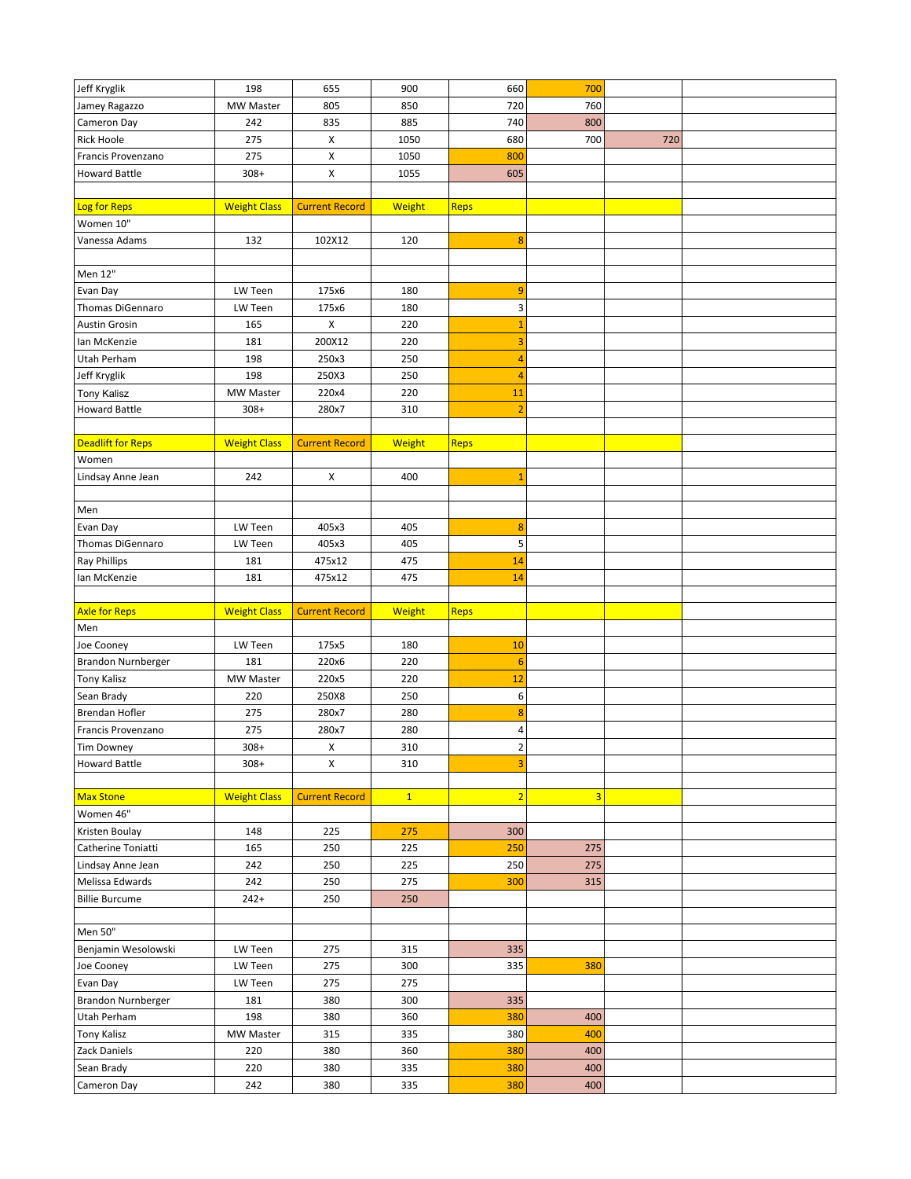| | | | | | | | |
|---|---|---|---|---|---|---|---|
| Jeff Kryglik | 198 | 655 | 900 | 660 | 700 | | |
| Jamey Ragazzo | MW Master | 805 | 850 | 720 | 760 | | |
| Cameron Day | 242 | 835 | 885 | 740 | 800 | | |
| Rick Hoole | 275 | X | 1050 | 680 | 700 | 720 | |
| Francis Provenzano | 275 | X | 1050 | 800 | | | |
| Howard Battle | 308+ | X | 1055 | 605 | | | |
| | | | | | | | |
| Log for Reps | Weight Class | Current Record | Weight | Reps | | | |
| Women 10" | | | | | | | |
| Vanessa Adams | 132 | 102X12 | 120 | 8 | | | |
| | | | | | | | |
| Men 12" | | | | | | | |
| Evan Day | LW Teen | 175x6 | 180 | 9 | | | |
| Thomas DiGennaro | LW Teen | 175x6 | 180 | 3 | | | |
| Austin Grosin | 165 | X | 220 | 1 | | | |
| Ian McKenzie | 181 | 200X12 | 220 | 3 | | | |
| Utah Perham | 198 | 250x3 | 250 | 4 | | | |
| Jeff Kryglik | 198 | 250X3 | 250 | 4 | | | |
| Tony Kalisz | MW Master | 220x4 | 220 | 11 | | | |
| Howard Battle | 308+ | 280x7 | 310 | 2 | | | |
| | | | | | | | |
| Deadlift for Reps | Weight Class | Current Record | Weight | Reps | | | |
| Women | | | | | | | |
| Lindsay Anne Jean | 242 | X | 400 | 1 | | | |
| | | | | | | | |
| Men | | | | | | | |
| Evan Day | LW Teen | 405x3 | 405 | 8 | | | |
| Thomas DiGennaro | LW Teen | 405x3 | 405 | 5 | | | |
| Ray Phillips | 181 | 475x12 | 475 | 14 | | | |
| Ian McKenzie | 181 | 475x12 | 475 | 14 | | | |
| | | | | | | | |
| Axle for Reps | Weight Class | Current Record | Weight | Reps | | | |
| Men | | | | | | | |
| Joe Cooney | LW Teen | 175x5 | 180 | 10 | | | |
| Brandon Nurnberger | 181 | 220x6 | 220 | 6 | | | |
| Tony Kalisz | MW Master | 220x5 | 220 | 12 | | | |
| Sean Brady | 220 | 250X8 | 250 | 6 | | | |
| Brendan Hofler | 275 | 280x7 | 280 | 8 | | | |
| Francis Provenzano | 275 | 280x7 | 280 | 4 | | | |
| Tim Downey | 308+ | X | 310 | 2 | | | |
| Howard Battle | 308+ | X | 310 | 3 | | | |
| | | | | | | | |
| Max Stone | Weight Class | Current Record | 1 | 2 | 3 | | |
| Women 46" | | | | | | | |
| Kristen Boulay | 148 | 225 | 275 | 300 | | | |
| Catherine Toniatti | 165 | 250 | 225 | 250 | 275 | | |
| Lindsay Anne Jean | 242 | 250 | 225 | 250 | 275 | | |
| Melissa Edwards | 242 | 250 | 275 | 300 | 315 | | |
| Billie Burcume | 242+ | 250 | 250 | | | | |
| | | | | | | | |
| Men 50" | | | | | | | |
| Benjamin Wesolowski | LW Teen | 275 | 315 | 335 | | | |
| Joe Cooney | LW Teen | 275 | 300 | 335 | 380 | | |
| Evan Day | LW Teen | 275 | 275 | | | | |
| Brandon Nurnberger | 181 | 380 | 300 | 335 | | | |
| Utah Perham | 198 | 380 | 360 | 380 | 400 | | |
| Tony Kalisz | MW Master | 315 | 335 | 380 | 400 | | |
| Zack Daniels | 220 | 380 | 360 | 380 | 400 | | |
| Sean Brady | 220 | 380 | 335 | 380 | 400 | | |
| Cameron Day | 242 | 380 | 335 | 380 | 400 | | |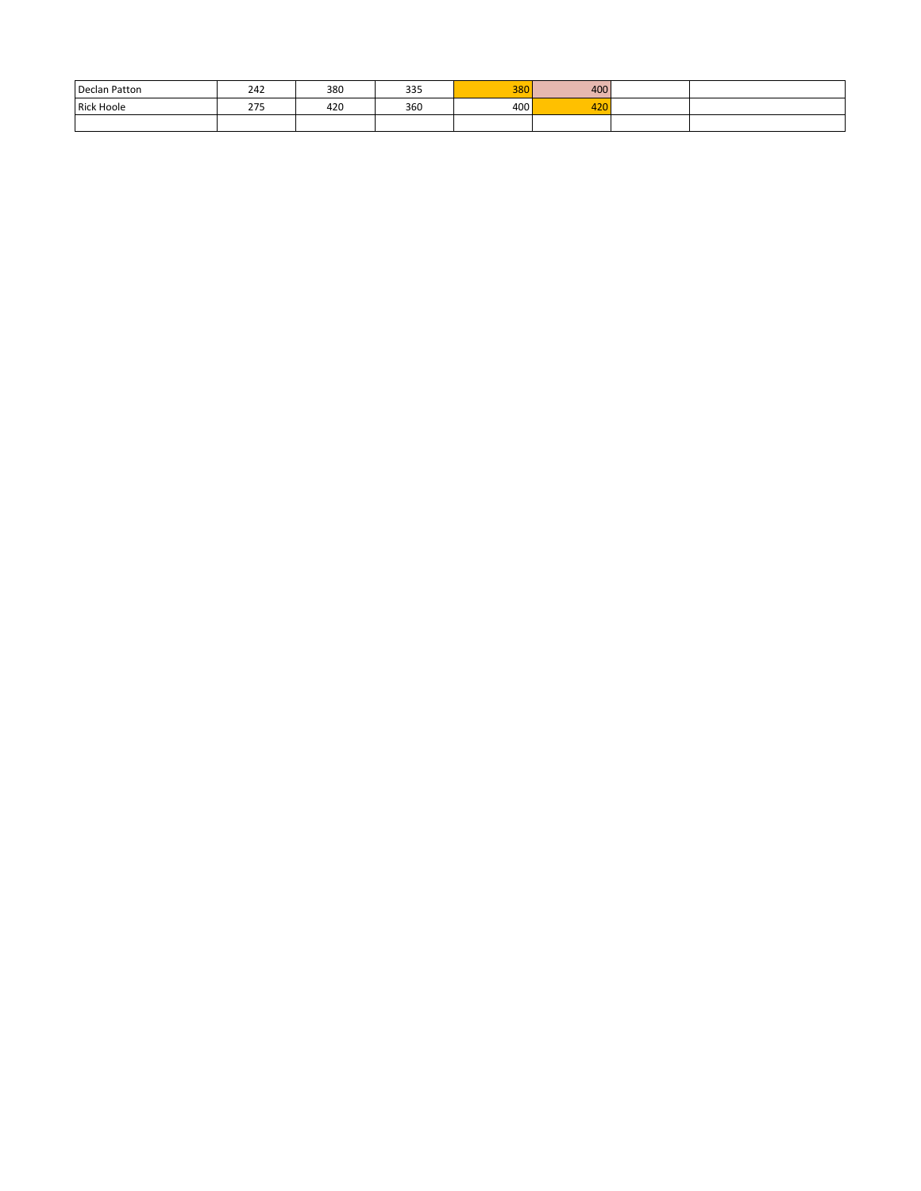| | | | | | | | |
|---|---|---|---|---|---|---|---|
| Declan Patton | 242 | 380 | 335 | 380 | 400 | | |
| Rick Hoole | 275 | 420 | 360 | 400 | 420 | | |
| | | | | | | | |